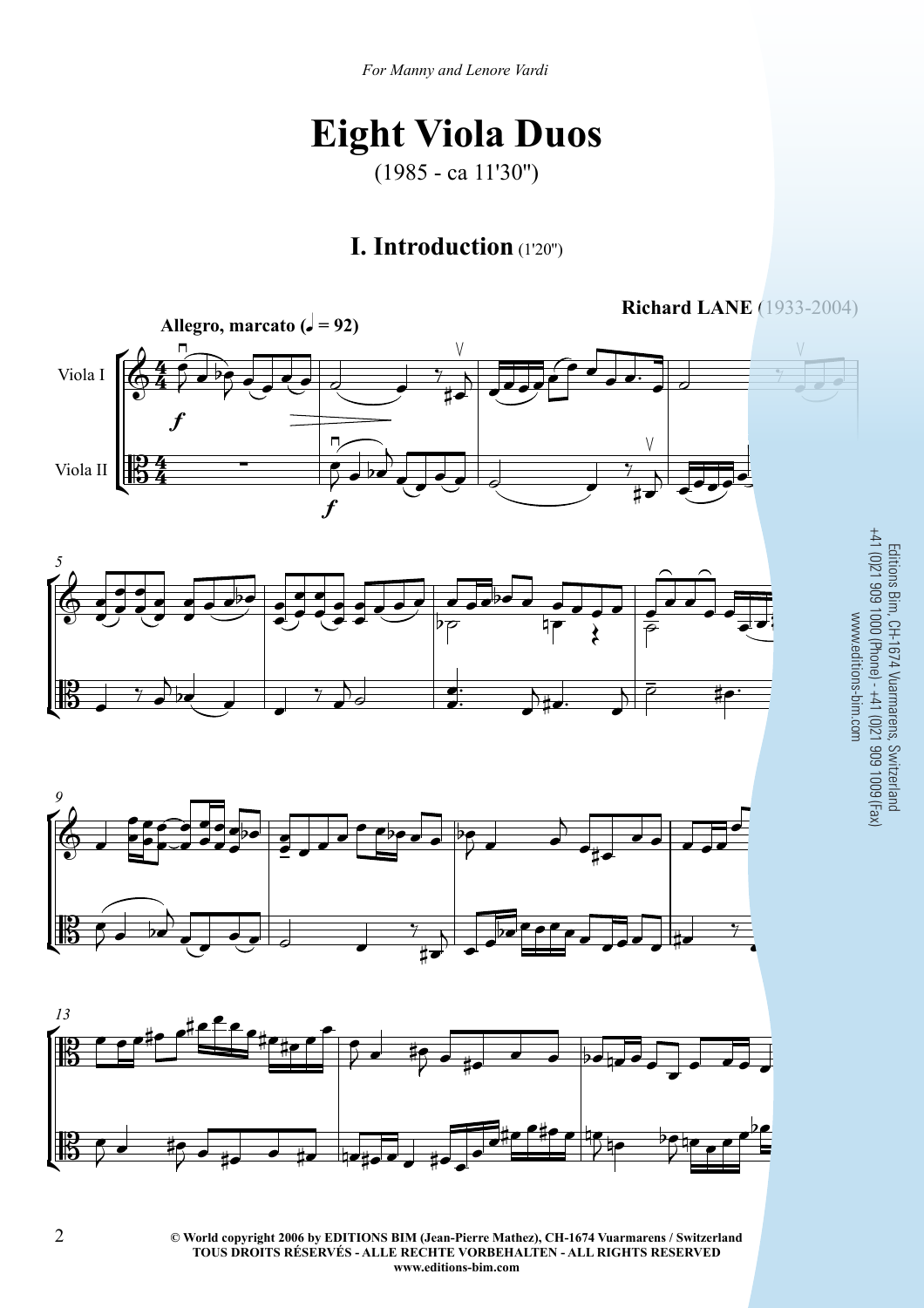*For Manny and Lenore Vardi*

# Eight Viola Duos

(1985 - ca 11'30")

## I. Introduction (1'20")

**Richard LANE** (1933-2004)

**Allegro, marcato (♩ = 92)**

Viola I

Viola II

Editions Bim, CH-1674 Vuarmarens, Switzerland
+41 (0)21 909 1000 (Phone) - +41 (0)21 909 1009 (Fax)
www.editions-bim.com

**© World copyright 2006 by EDITIONS BIM (Jean-Pierre Mathez), CH-1674 Vuarmarens / Switzerland**
**TOUS DROITS RÉSERVÉS - ALLE RECHTE VORBEHALTEN - ALL RIGHTS RESERVED**
**www.editions-bim.com**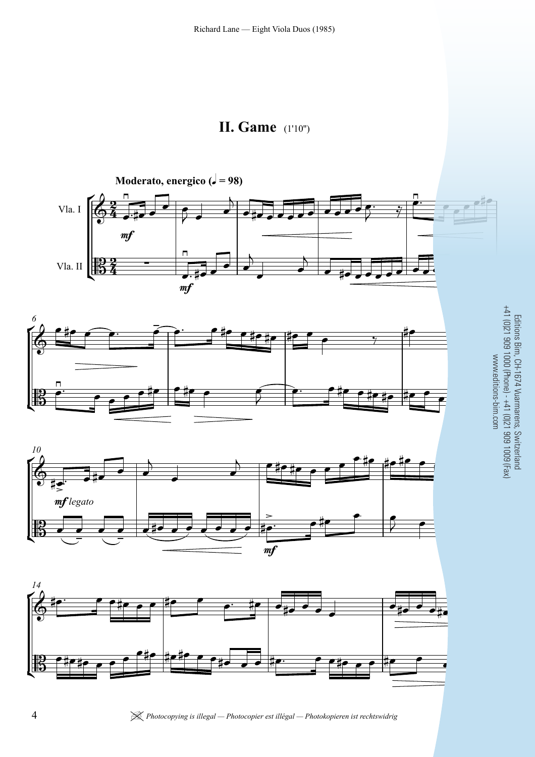## II. Game (1'10")

**Moderato, energico (♩ = 98)**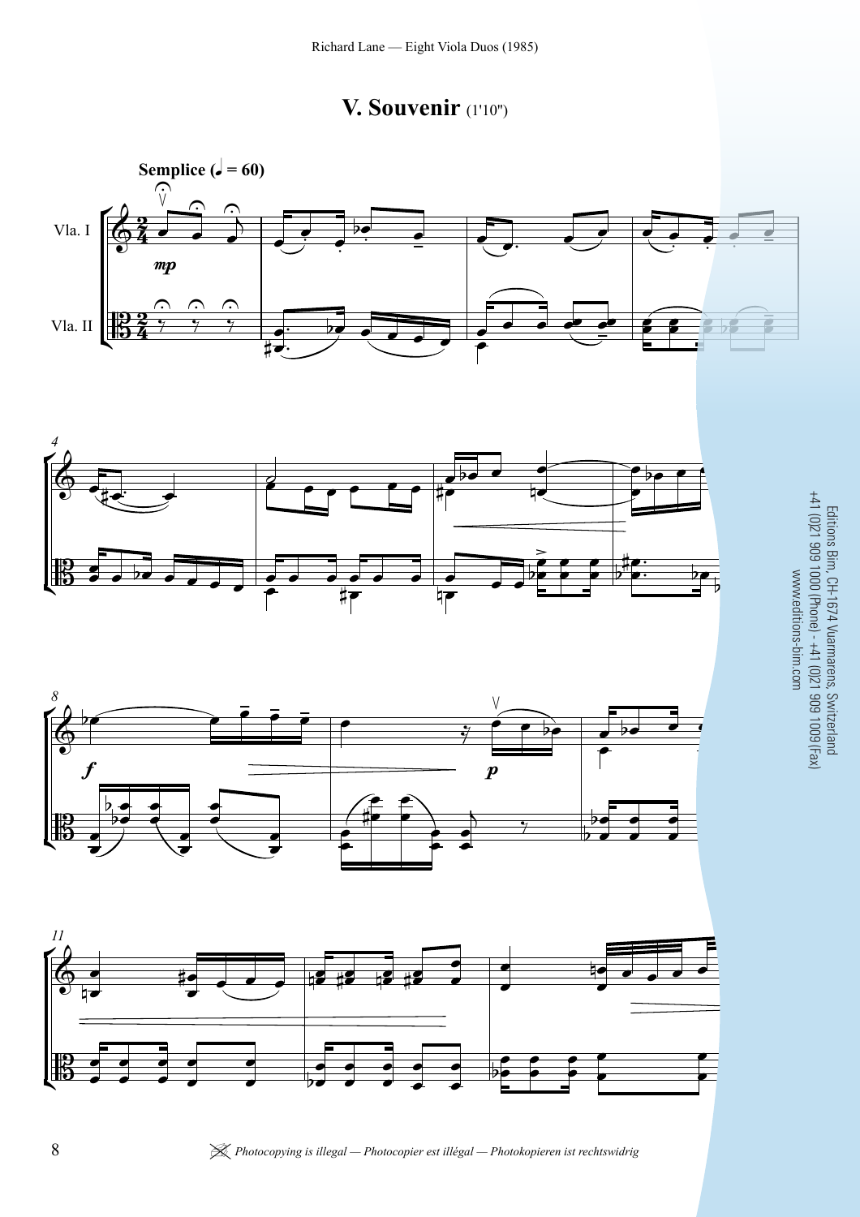# V. Souvenir (1'10")

**Semplice (♩ = 60)**

Vla. I

Vla. II

*mp*

*f*

*p*

Editions Bim, CH-1674 Vuarmarens, Switzerland
+41 (0)21 909 1000 (Phone) - +41 (0)21 909 1009 (Fax)
www.editions-bim.com

*Photocopying is illegal — Photocopier est illégal — Photokopieren ist rechtswidrig*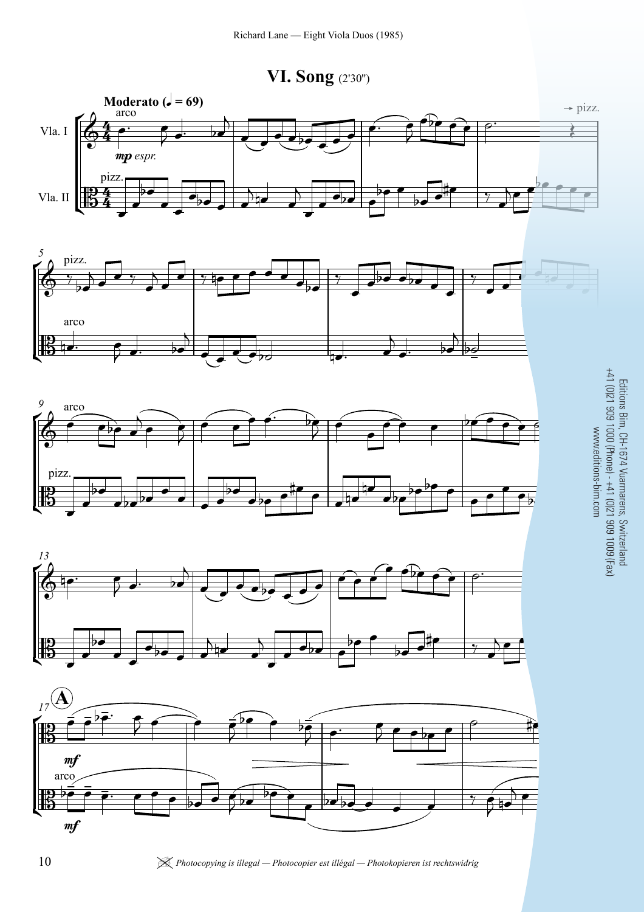# VI. Song (2'30")

**Moderato (♩ = 69)**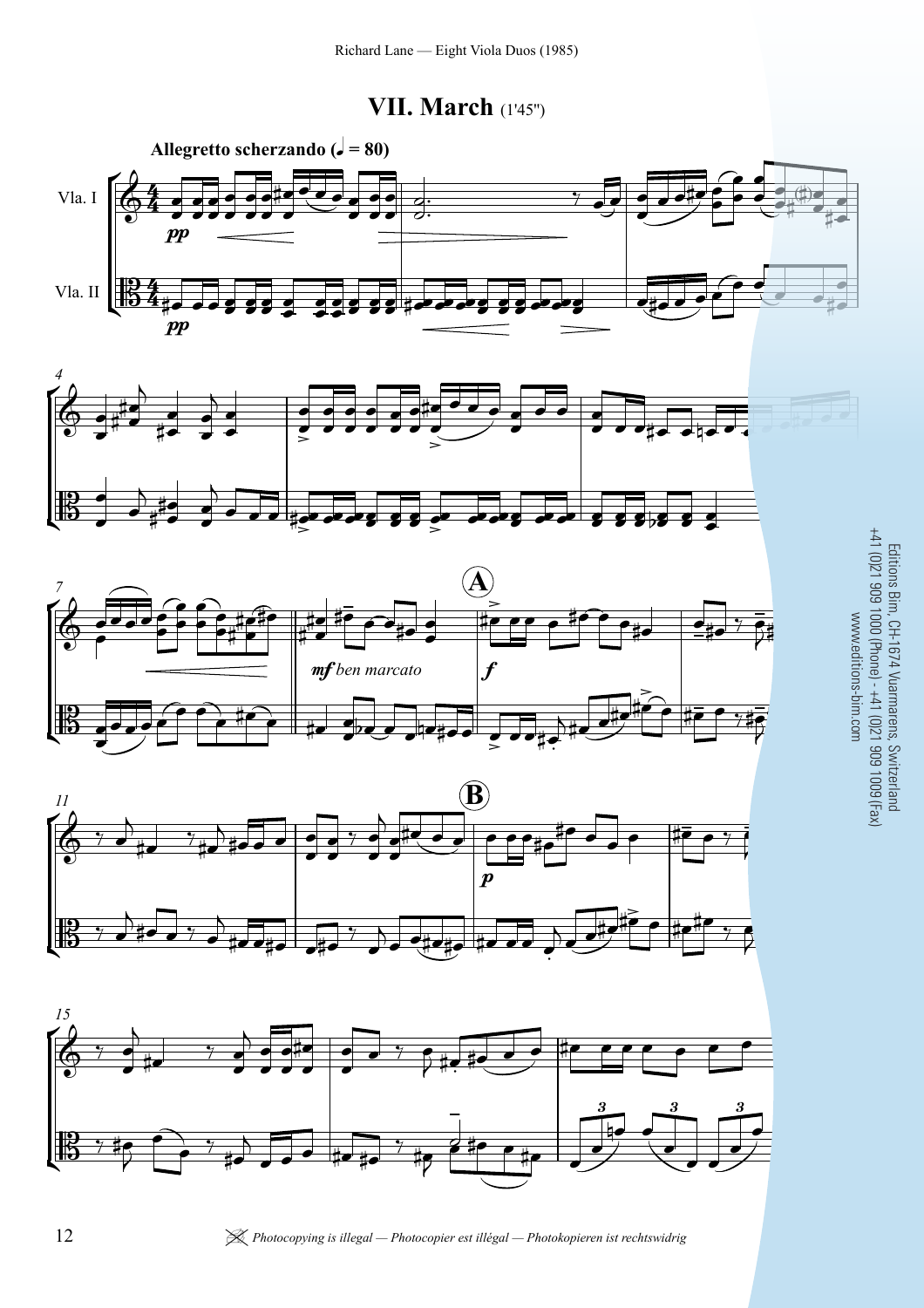# VII. March (1'45")

**Allegretto scherzando (♩ = 80)**

Vla. I

Vla. II

*pp*

*mf ben marcato*

**A**

*f*

**B**

*p*